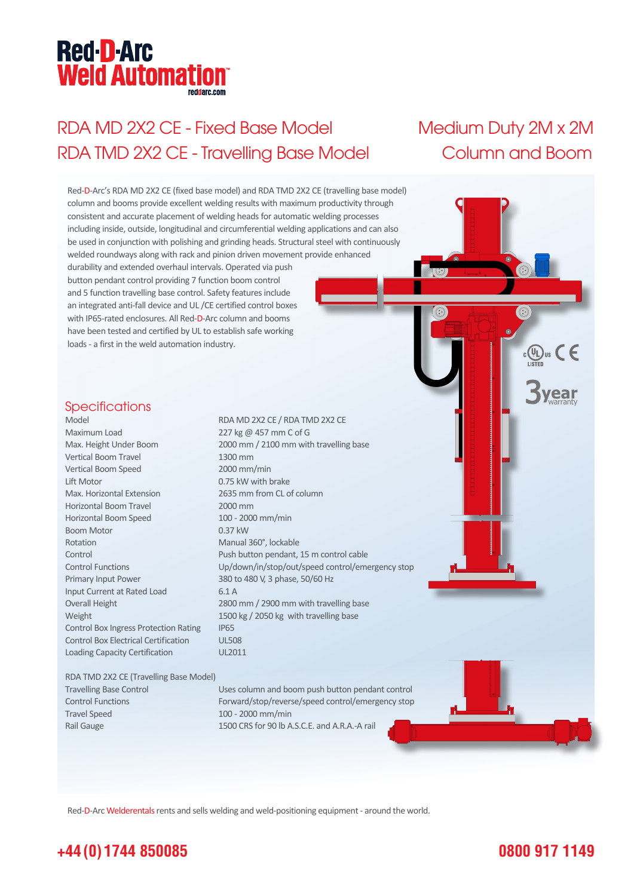# Red-D-Arc Weld Automation

reddarc.com

## RDA MD 2X2 CE - Fixed Base Model
## RDA TMD 2X2 CE - Travelling Base Model

## Medium Duty 2M x 2M Column and Boom

Red-D-Arc's RDA MD 2X2 CE (fixed base model) and RDA TMD 2X2 CE (travelling base model) column and booms provide excellent welding results with maximum productivity through consistent and accurate placement of welding heads for automatic welding processes including inside, outside, longitudinal and circumferential welding applications and can also be used in conjunction with polishing and grinding heads. Structural steel with continuously welded roundways along with rack and pinion driven movement provide enhanced durability and extended overhaul intervals. Operated via push button pendant control providing 7 function boom control and 5 function travelling base control. Safety features include an integrated anti-fall device and UL /CE certified control boxes with IP65-rated enclosures. All Red-D-Arc column and booms have been tested and certified by UL to establish safe working loads - a first in the weld automation industry.

c UL us LISTED CE

3 year warranty

## Specifications

| | |
|---|---|
| Model | RDA MD 2X2 CE / RDA TMD 2X2 CE |
| Maximum Load | 227 kg @ 457 mm C of G |
| Max. Height Under Boom | 2000 mm / 2100 mm with travelling base |
| Vertical Boom Travel | 1300 mm |
| Vertical Boom Speed | 2000 mm/min |
| Lift Motor | 0.75 kW with brake |
| Max. Horizontal Extension | 2635 mm from CL of column |
| Horizontal Boom Travel | 2000 mm |
| Horizontal Boom Speed | 100 - 2000 mm/min |
| Boom Motor | 0.37 kW |
| Rotation | Manual 360°, lockable |
| Control | Push button pendant, 15 m control cable |
| Control Functions | Up/down/in/stop/out/speed control/emergency stop |
| Primary Input Power | 380 to 480 V, 3 phase, 50/60 Hz |
| Input Current at Rated Load | 6.1 A |
| Overall Height | 2800 mm / 2900 mm with travelling base |
| Weight | 1500 kg / 2050 kg with travelling base |
| Control Box Ingress Protection Rating | IP65 |
| Control Box Electrical Certification | UL508 |
| Loading Capacity Certification | UL2011 |

RDA TMD 2X2 CE (Travelling Base Model)

| | |
|---|---|
| Travelling Base Control | Uses column and boom push button pendant control |
| Control Functions | Forward/stop/reverse/speed control/emergency stop |
| Travel Speed | 100 - 2000 mm/min |
| Rail Gauge | 1500 CRS for 90 lb A.S.C.E. and A.R.A.-A rail |

Red-D-Arc Welderentals rents and sells welding and weld-positioning equipment - around the world.

**+44 (0) 1744 850085** **0800 917 1149**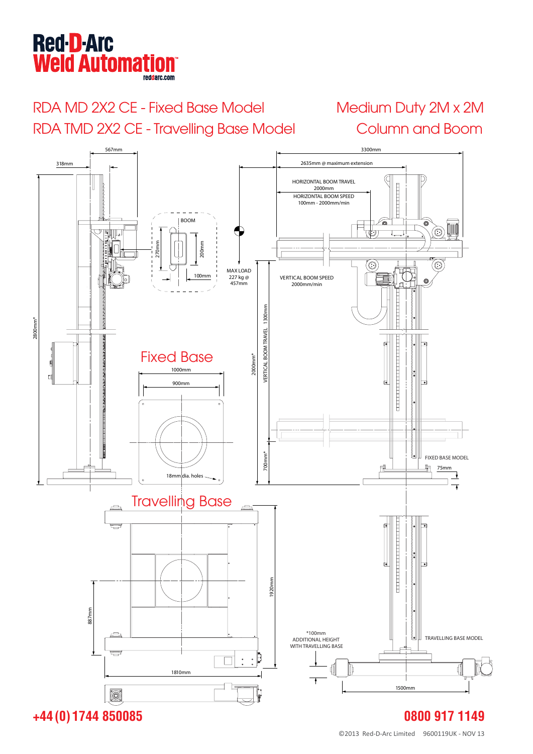# Red-D-Arc Weld Automation™

reddarc.com

## RDA MD 2X2 CE - Fixed Base Model
## RDA TMD 2X2 CE - Travelling Base Model

## Medium Duty 2M x 2M Column and Boom

567mm
318mm
2800mm*
BOOM
270mm
200mm
100mm
MAX LOAD
227 kg @
457mm
3300mm
2635mm @ maximum extension
HORIZONTAL BOOM TRAVEL
2000mm
HORIZONTAL BOOM SPEED
100mm - 2000mm/min
VERTICAL BOOM SPEED
2000mm/min
2000mm*
VERTICAL BOOM TRAVEL 1300mm
700mm*
FIXED BASE MODEL
75mm

Fixed Base

1000mm
900mm
18mm dia. holes

Travelling Base

1920mm
887mm
1810mm
*100mm
ADDITIONAL HEIGHT
WITH TRAVELLING BASE
TRAVELLING BASE MODEL
1500mm

**+44 (0) 1744 850085**

**0800 917 1149**

©2013 Red-D-Arc Limited 9600119UK - NOV 13